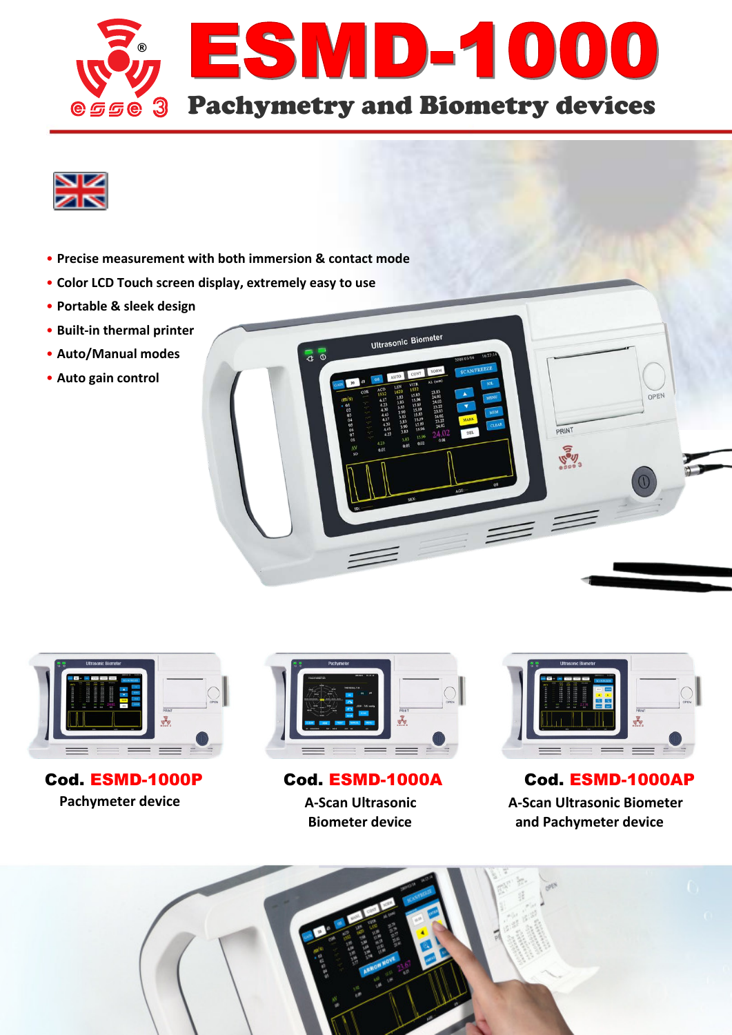# ESMD-1000

## Pachymetry and Biometry devices

- Precise measurement with both immersion & contact mode
- Color LCD Touch screen display, extremely easy to use
- Portable & sleek design
- Built-in thermal printer
- Auto/Manual modes
- Auto gain control

**Cod. ESMD-1000P**
Pachymeter device

**Cod. ESMD-1000A**
A-Scan Ultrasonic Biometer device

**Cod. ESMD-1000AP**
A-Scan Ultrasonic Biometer and Pachymeter device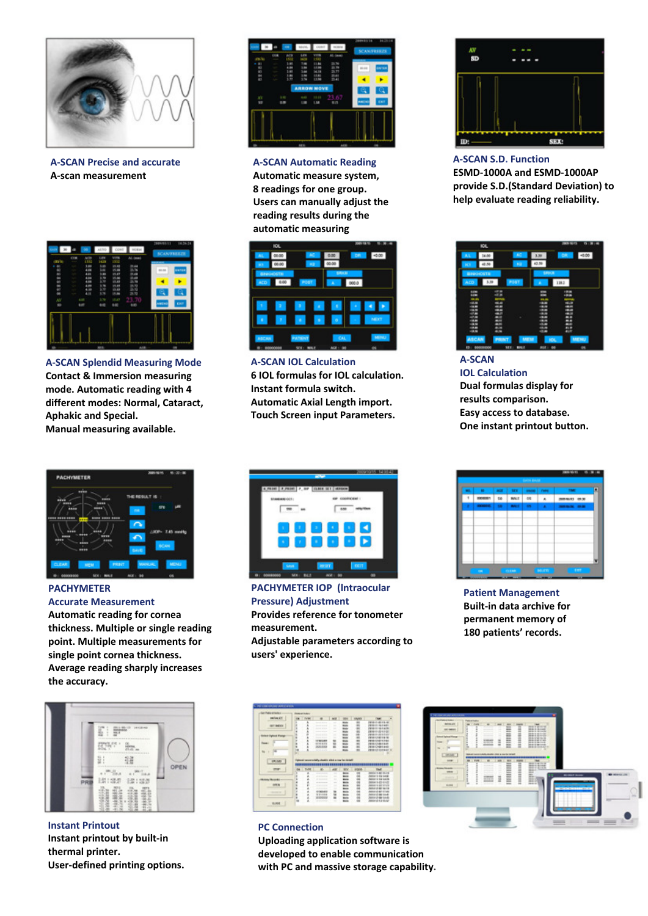### A-SCAN Precise and accurate

A-scan measurement

### A-SCAN Automatic Reading

Automatic measure system,
8 readings for one group.
Users can manually adjust the reading results during the automatic measuring

### A-SCAN S.D. Function

ESMD-1000A and ESMD-1000AP provide S.D.(Standard Deviation) to help evaluate reading reliability.

### A-SCAN Splendid Measuring Mode

Contact & Immersion measuring mode. Automatic reading with 4 different modes: Normal, Cataract, Aphakic and Special.
Manual measuring available.

### A-SCAN IOL Calculation

6 IOL formulas for IOL calculation.
Instant formula switch.
Automatic Axial Length import.
Touch Screen input Parameters.

### A-SCAN IOL Calculation

Dual formulas display for results comparison.
Easy access to database.
One instant printout button.

### PACHYMETER Accurate Measurement

Automatic reading for cornea thickness. Multiple or single reading point. Multiple measurements for single point cornea thickness.
Average reading sharply increases the accuracy.

### PACHYMETER IOP (Intraocular Pressure) Adjustment

Provides reference for tonometer measurement.
Adjustable parameters according to users' experience.

### Patient Management

Built-in data archive for permanent memory of 180 patients' records.

### Instant Printout

Instant printout by built-in thermal printer.
User-defined printing options.

### PC Connection

Uploading application software is developed to enable communication with PC and massive storage capability.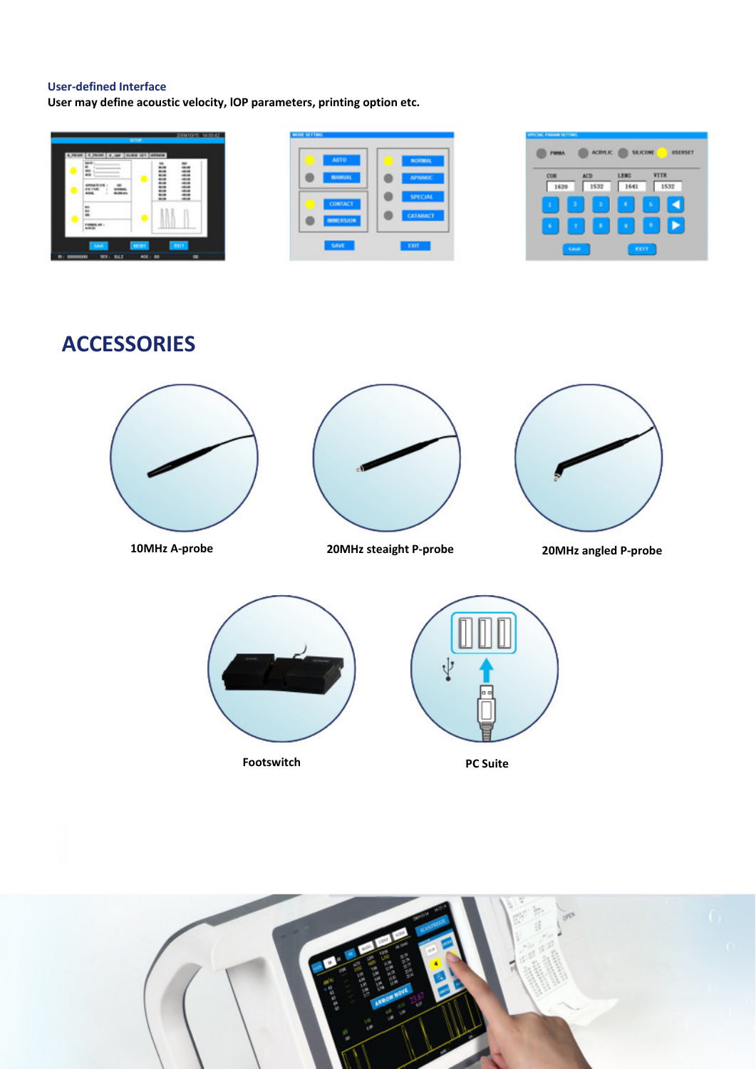### User-defined Interface

**User may define acoustic velocity, IOP parameters, printing option etc.**

## ACCESSORIES

10MHz A-probe

20MHz steaight P-probe

20MHz angled P-probe

Footswitch

PC Suite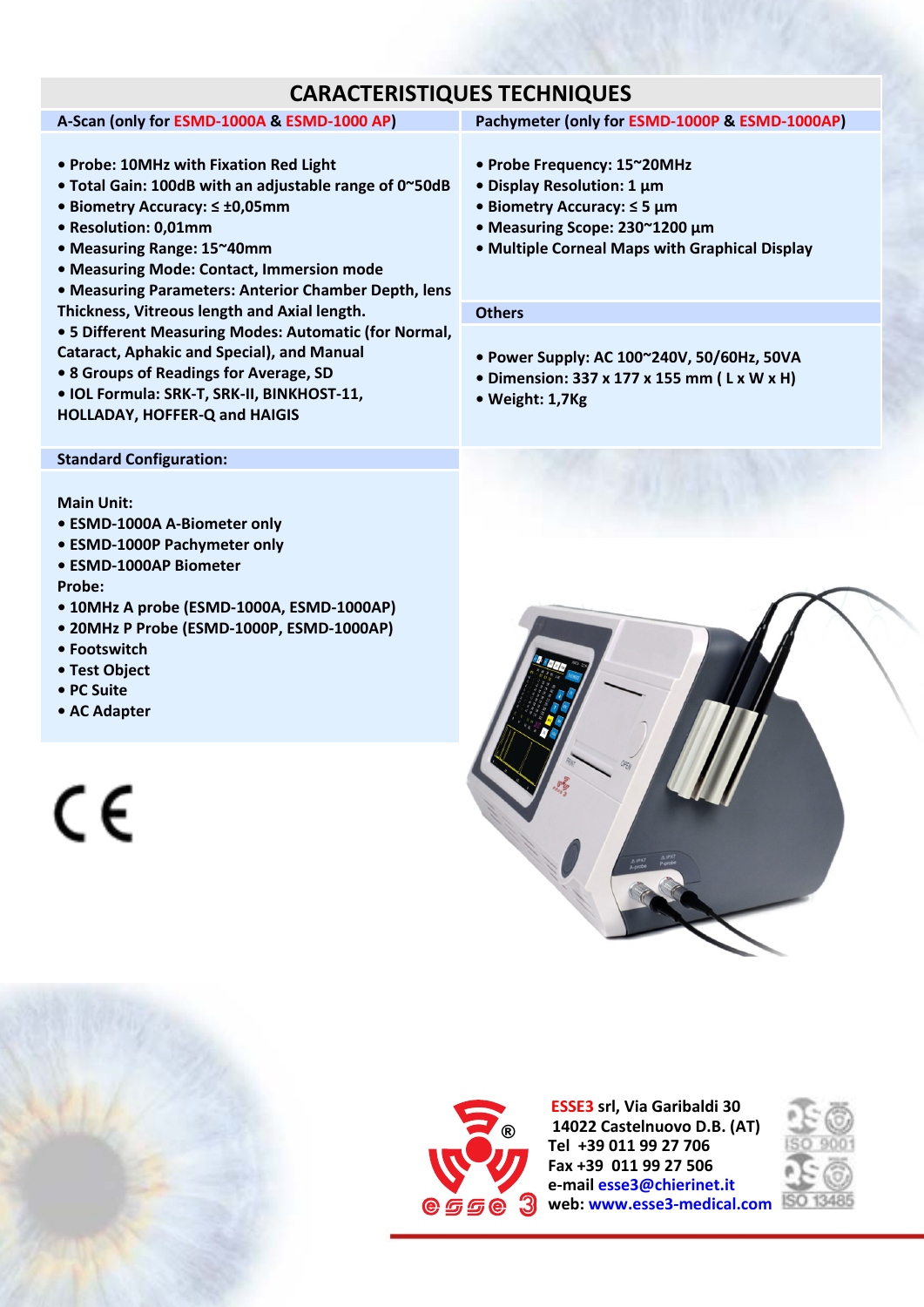# CARACTERISTIQUES TECHNIQUES

## A-Scan (only for ESMD-1000A & ESMD-1000 AP)

- Probe: 10MHz with Fixation Red Light
- Total Gain: 100dB with an adjustable range of 0~50dB
- Biometry Accuracy: ≤ ±0,05mm
- Resolution: 0,01mm
- Measuring Range: 15~40mm
- Measuring Mode: Contact, Immersion mode
- Measuring Parameters: Anterior Chamber Depth, lens Thickness, Vitreous length and Axial length.
- 5 Different Measuring Modes: Automatic (for Normal, Cataract, Aphakic and Special), and Manual
- 8 Groups of Readings for Average, SD
- IOL Formula: SRK-T, SRK-II, BINKHOST-11, HOLLADAY, HOFFER-Q and HAIGIS

## Pachymeter (only for ESMD-1000P & ESMD-1000AP)

- Probe Frequency: 15~20MHz
- Display Resolution: 1 µm
- Biometry Accuracy: ≤ 5 µm
- Measuring Scope: 230~1200 µm
- Multiple Corneal Maps with Graphical Display

## Others

- Power Supply: AC 100~240V, 50/60Hz, 50VA
- Dimension: 337 x 177 x 155 mm ( L x W x H)
- Weight: 1,7Kg

## Standard Configuration:

**Main Unit:**

- ESMD-1000A A-Biometer only
- ESMD-1000P Pachymeter only
- ESMD-1000AP Biometer

**Probe:**

- 10MHz A probe (ESMD-1000A, ESMD-1000AP)
- 20MHz P Probe (ESMD-1000P, ESMD-1000AP)
- Footswitch
- Test Object
- PC Suite
- AC Adapter

CE

**ESSE3 srl, Via Garibaldi 30**
**14022 Castelnuovo D.B. (AT)**
**Tel +39 011 99 27 706**
**Fax +39 011 99 27 506**
**e-mail esse3@chierinet.it**
**web: www.esse3-medical.com**

ISO 9001
ISO 13485